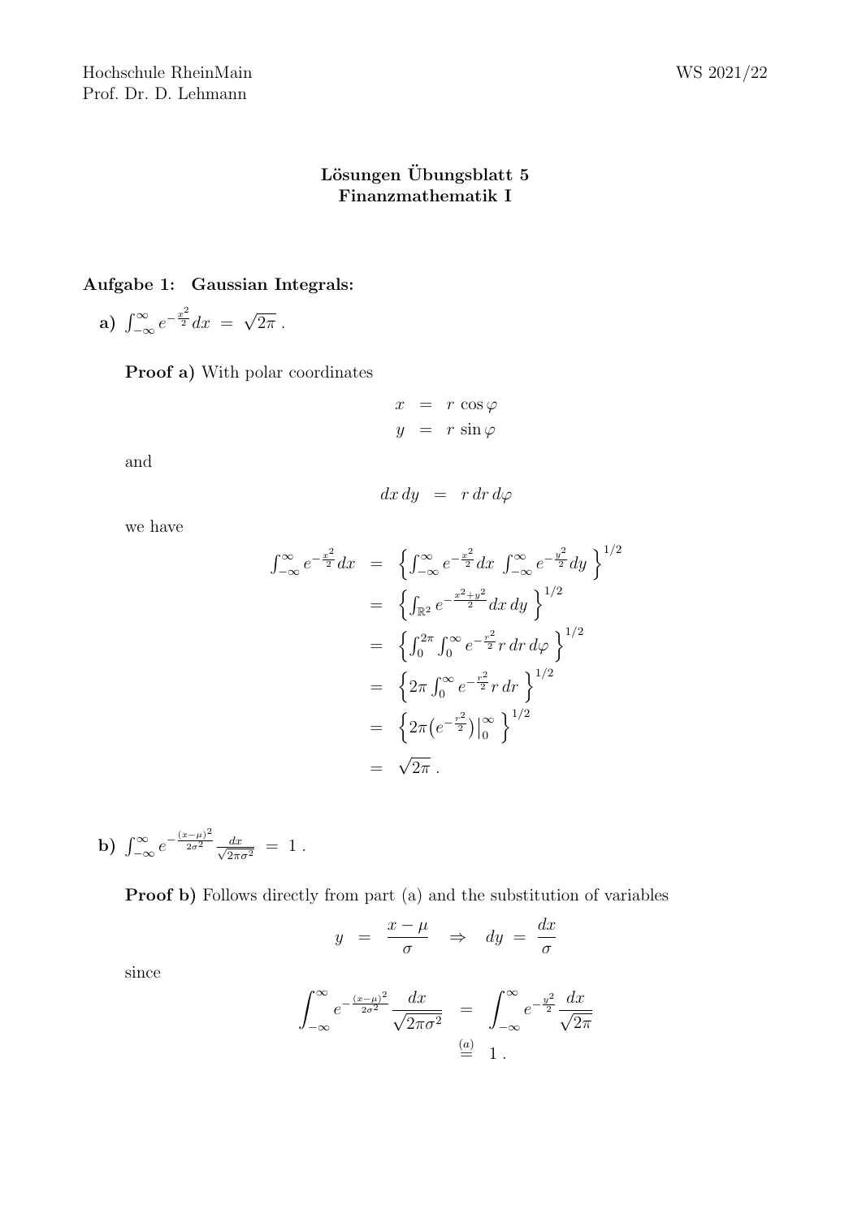Hochschule RheinMain
Prof. Dr. D. Lehmann

WS 2021/22

# Lösungen Übungsblatt 5
## Finanzmathematik I

### Aufgabe 1: Gaussian Integrals:

**a)** $\int_{-\infty}^{\infty} e^{-\frac{x^2}{2}} dx \;=\; \sqrt{2\pi}\;.$

**Proof a)** With polar coordinates

$$
\begin{aligned}
x &= r\,\cos\varphi \\
y &= r\,\sin\varphi
\end{aligned}
$$

and

$$dx\,dy \;=\; r\,dr\,d\varphi$$

we have

$$
\begin{aligned}
\int_{-\infty}^{\infty} e^{-\frac{x^2}{2}} dx &= \left\{ \int_{-\infty}^{\infty} e^{-\frac{x^2}{2}} dx \;\int_{-\infty}^{\infty} e^{-\frac{y^2}{2}} dy \right\}^{1/2} \\
&= \left\{ \int_{\mathbb{R}^2} e^{-\frac{x^2+y^2}{2}} dx\,dy \right\}^{1/2} \\
&= \left\{ \int_0^{2\pi} \int_0^{\infty} e^{-\frac{r^2}{2}} r\,dr\,d\varphi \right\}^{1/2} \\
&= \left\{ 2\pi \int_0^{\infty} e^{-\frac{r^2}{2}} r\,dr \right\}^{1/2} \\
&= \left\{ 2\pi \big(e^{-\frac{r^2}{2}}\big)\Big|_0^{\infty} \right\}^{1/2} \\
&= \sqrt{2\pi}\;.
\end{aligned}
$$

**b)** $\int_{-\infty}^{\infty} e^{-\frac{(x-\mu)^2}{2\sigma^2}} \frac{dx}{\sqrt{2\pi\sigma^2}} \;=\; 1\;.$

**Proof b)** Follows directly from part (a) and the substitution of variables

$$y \;=\; \frac{x-\mu}{\sigma} \quad\Rightarrow\quad dy \;=\; \frac{dx}{\sigma}$$

since

$$
\begin{aligned}
\int_{-\infty}^{\infty} e^{-\frac{(x-\mu)^2}{2\sigma^2}} \frac{dx}{\sqrt{2\pi\sigma^2}} &= \int_{-\infty}^{\infty} e^{-\frac{y^2}{2}} \frac{dx}{\sqrt{2\pi}} \\
&\overset{(a)}{=} 1\;.
\end{aligned}
$$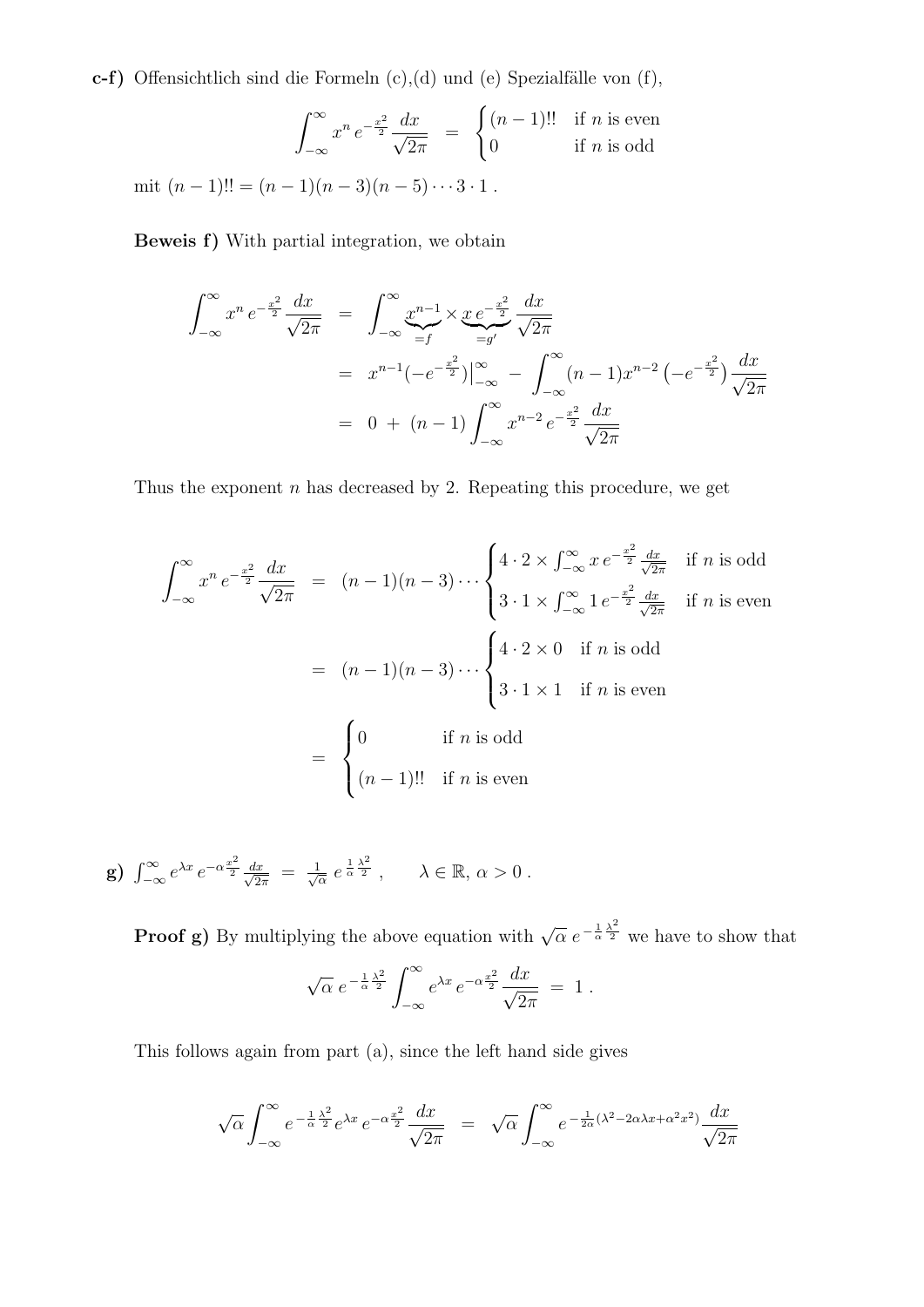**c-f)** Offensichtlich sind die Formeln (c),(d) und (e) Spezialfälle von (f),

$$\int_{-\infty}^{\infty} x^n \, e^{-\frac{x^2}{2}} \frac{dx}{\sqrt{2\pi}} \;=\; \begin{cases} (n-1)!! & \text{if } n \text{ is even} \\ 0 & \text{if } n \text{ is odd} \end{cases}$$

mit $(n-1)!! = (n-1)(n-3)(n-5)\cdots 3 \cdot 1$ .

**Beweis f)** With partial integration, we obtain

$$\begin{aligned}
\int_{-\infty}^{\infty} x^n \, e^{-\frac{x^2}{2}} \frac{dx}{\sqrt{2\pi}} &= \int_{-\infty}^{\infty} \underbrace{x^{n-1}}_{=f} \times \underbrace{x \, e^{-\frac{x^2}{2}}}_{=g'} \frac{dx}{\sqrt{2\pi}} \\
&= x^{n-1}(-e^{-\frac{x^2}{2}})\big|_{-\infty}^{\infty} \;-\; \int_{-\infty}^{\infty} (n-1)x^{n-2} \left(-e^{-\frac{x^2}{2}}\right) \frac{dx}{\sqrt{2\pi}} \\
&= 0 \;+\; (n-1) \int_{-\infty}^{\infty} x^{n-2} \, e^{-\frac{x^2}{2}} \frac{dx}{\sqrt{2\pi}}
\end{aligned}$$

Thus the exponent $n$ has decreased by 2. Repeating this procedure, we get

$$\begin{aligned}
\int_{-\infty}^{\infty} x^n \, e^{-\frac{x^2}{2}} \frac{dx}{\sqrt{2\pi}} &= (n-1)(n-3)\cdots \begin{cases} 4 \cdot 2 \times \int_{-\infty}^{\infty} x \, e^{-\frac{x^2}{2}} \frac{dx}{\sqrt{2\pi}} & \text{if } n \text{ is odd} \\ 3 \cdot 1 \times \int_{-\infty}^{\infty} 1 \, e^{-\frac{x^2}{2}} \frac{dx}{\sqrt{2\pi}} & \text{if } n \text{ is even} \end{cases} \\
&= (n-1)(n-3)\cdots \begin{cases} 4 \cdot 2 \times 0 & \text{if } n \text{ is odd} \\ 3 \cdot 1 \times 1 & \text{if } n \text{ is even} \end{cases} \\
&= \begin{cases} 0 & \text{if } n \text{ is odd} \\ (n-1)!! & \text{if } n \text{ is even} \end{cases}
\end{aligned}$$

**g)** $\int_{-\infty}^{\infty} e^{\lambda x} \, e^{-\alpha \frac{x^2}{2}} \frac{dx}{\sqrt{2\pi}} \;=\; \frac{1}{\sqrt{\alpha}} \, e^{\frac{1}{\alpha} \frac{\lambda^2}{2}}$ , $\qquad \lambda \in \mathbb{R}, \, \alpha > 0$ .

**Proof g)** By multiplying the above equation with $\sqrt{\alpha} \, e^{-\frac{1}{\alpha}\frac{\lambda^2}{2}}$ we have to show that

$$\sqrt{\alpha} \, e^{-\frac{1}{\alpha}\frac{\lambda^2}{2}} \int_{-\infty}^{\infty} e^{\lambda x} \, e^{-\alpha \frac{x^2}{2}} \frac{dx}{\sqrt{2\pi}} \;=\; 1 \; .$$

This follows again from part (a), since the left hand side gives

$$\sqrt{\alpha} \int_{-\infty}^{\infty} e^{-\frac{1}{\alpha}\frac{\lambda^2}{2}} e^{\lambda x} \, e^{-\alpha \frac{x^2}{2}} \frac{dx}{\sqrt{2\pi}} \;=\; \sqrt{\alpha} \int_{-\infty}^{\infty} e^{-\frac{1}{2\alpha}(\lambda^2 - 2\alpha\lambda x + \alpha^2 x^2)} \frac{dx}{\sqrt{2\pi}}$$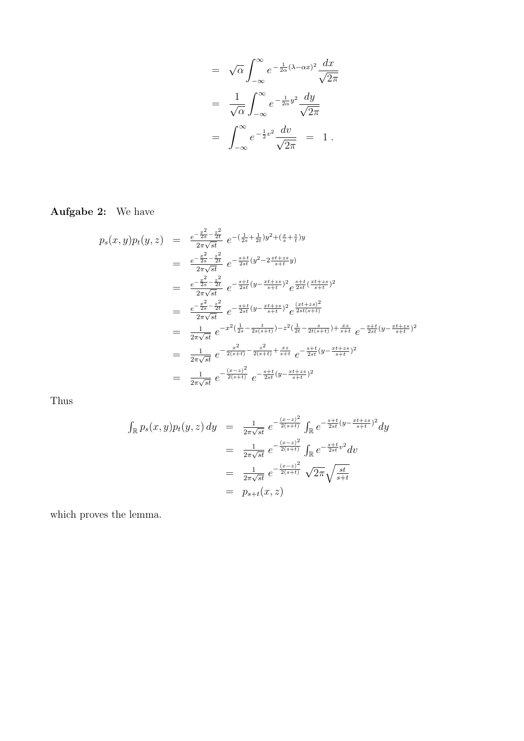$$
\begin{aligned}
&= \sqrt{\alpha} \int_{-\infty}^{\infty} e^{-\frac{1}{2\alpha}(\lambda - \alpha x)^2} \frac{dx}{\sqrt{2\pi}} \\
&= \frac{1}{\sqrt{\alpha}} \int_{-\infty}^{\infty} e^{-\frac{1}{2\alpha} y^2} \frac{dy}{\sqrt{2\pi}} \\
&= \int_{-\infty}^{\infty} e^{-\frac{1}{2} v^2} \frac{dv}{\sqrt{2\pi}} \;=\; 1 \,.
\end{aligned}
$$

**Aufgabe 2:** We have

$$
\begin{aligned}
p_s(x,y)p_t(y,z) &= \frac{e^{-\frac{x^2}{2s}-\frac{z^2}{2t}}}{2\pi\sqrt{st}}\; e^{-(\frac{1}{2s}+\frac{1}{2t})y^2 + (\frac{x}{s}+\frac{z}{t})y} \\
&= \frac{e^{-\frac{x^2}{2s}-\frac{z^2}{2t}}}{2\pi\sqrt{st}}\; e^{-\frac{s+t}{2st}(y^2 - 2\frac{xt+zs}{s+t}y)} \\
&= \frac{e^{-\frac{x^2}{2s}-\frac{z^2}{2t}}}{2\pi\sqrt{st}}\; e^{-\frac{s+t}{2st}(y-\frac{xt+zs}{s+t})^2} e^{\frac{s+t}{2st}(\frac{xt+zs}{s+t})^2} \\
&= \frac{e^{-\frac{x^2}{2s}-\frac{z^2}{2t}}}{2\pi\sqrt{st}}\; e^{-\frac{s+t}{2st}(y-\frac{xt+zs}{s+t})^2} e^{\frac{(xt+zs)^2}{2st(s+t)}} \\
&= \frac{1}{2\pi\sqrt{st}}\; e^{-x^2(\frac{1}{2s}-\frac{t}{2s(s+t)}) - z^2(\frac{1}{2t}-\frac{s}{2t(s+t)}) + \frac{xz}{s+t}}\; e^{-\frac{s+t}{2st}(y-\frac{xt+zs}{s+t})^2} \\
&= \frac{1}{2\pi\sqrt{st}}\; e^{-\frac{x^2}{2(s+t)}-\frac{z^2}{2(s+t)}+\frac{xz}{s+t}}\; e^{-\frac{s+t}{2st}(y-\frac{xt+zs}{s+t})^2} \\
&= \frac{1}{2\pi\sqrt{st}}\; e^{-\frac{(x-z)^2}{2(s+t)}}\; e^{-\frac{s+t}{2st}(y-\frac{xt+zs}{s+t})^2}
\end{aligned}
$$

Thus

$$
\begin{aligned}
\int_{\mathbb{R}} p_s(x,y)p_t(y,z)\,dy &= \frac{1}{2\pi\sqrt{st}}\; e^{-\frac{(x-z)^2}{2(s+t)}} \int_{\mathbb{R}} e^{-\frac{s+t}{2st}(y-\frac{xt+zs}{s+t})^2} dy \\
&= \frac{1}{2\pi\sqrt{st}}\; e^{-\frac{(x-z)^2}{2(s+t)}} \int_{\mathbb{R}} e^{-\frac{s+t}{2st}v^2} dv \\
&= \frac{1}{2\pi\sqrt{st}}\; e^{-\frac{(x-z)^2}{2(s+t)}}\; \sqrt{2\pi}\sqrt{\frac{st}{s+t}} \\
&= p_{s+t}(x,z)
\end{aligned}
$$

which proves the lemma.